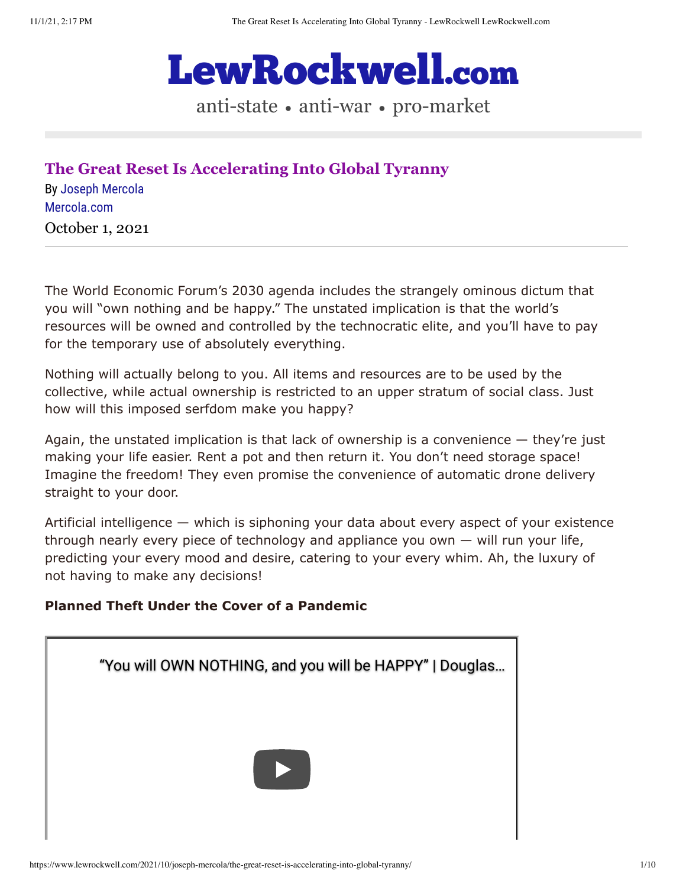# LewRockwell.com

anti-state • anti-war • pro-market

## The Great Reset Is Accelerating Into Global Tyranny

By Joseph Mercola
Mercola.com
October 1, 2021

The World Economic Forum's 2030 agenda includes the strangely ominous dictum that you will "own nothing and be happy." The unstated implication is that the world's resources will be owned and controlled by the technocratic elite, and you'll have to pay for the temporary use of absolutely everything.

Nothing will actually belong to you. All items and resources are to be used by the collective, while actual ownership is restricted to an upper stratum of social class. Just how will this imposed serfdom make you happy?

Again, the unstated implication is that lack of ownership is a convenience — they're just making your life easier. Rent a pot and then return it. You don't need storage space! Imagine the freedom! They even promise the convenience of automatic drone delivery straight to your door.

Artificial intelligence — which is siphoning your data about every aspect of your existence through nearly every piece of technology and appliance you own — will run your life, predicting your every mood and desire, catering to your every whim. Ah, the luxury of not having to make any decisions!

**Planned Theft Under the Cover of a Pandemic**

"You will OWN NOTHING, and you will be HAPPY" | Douglas…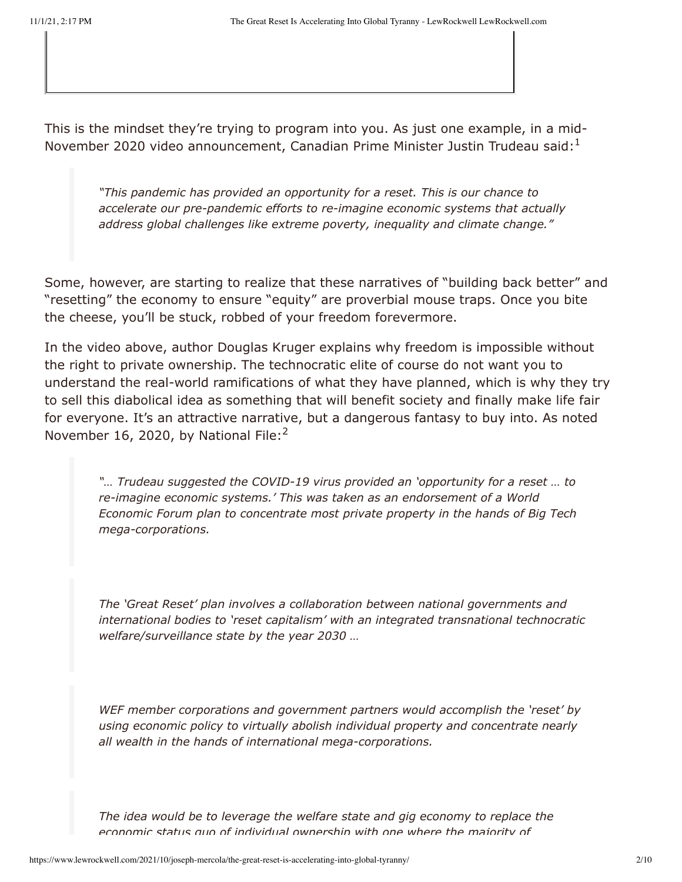This is the mindset they're trying to program into you. As just one example, in a mid-November 2020 video announcement, Canadian Prime Minister Justin Trudeau said:[1]

> *"This pandemic has provided an opportunity for a reset. This is our chance to accelerate our pre-pandemic efforts to re-imagine economic systems that actually address global challenges like extreme poverty, inequality and climate change."*

Some, however, are starting to realize that these narratives of "building back better" and "resetting" the economy to ensure "equity" are proverbial mouse traps. Once you bite the cheese, you'll be stuck, robbed of your freedom forevermore.

In the video above, author Douglas Kruger explains why freedom is impossible without the right to private ownership. The technocratic elite of course do not want you to understand the real-world ramifications of what they have planned, which is why they try to sell this diabolical idea as something that will benefit society and finally make life fair for everyone. It's an attractive narrative, but a dangerous fantasy to buy into. As noted November 16, 2020, by National File:[2]

> *"… Trudeau suggested the COVID-19 virus provided an 'opportunity for a reset … to re-imagine economic systems.' This was taken as an endorsement of a World Economic Forum plan to concentrate most private property in the hands of Big Tech mega-corporations.*

> *The 'Great Reset' plan involves a collaboration between national governments and international bodies to 'reset capitalism' with an integrated transnational technocratic welfare/surveillance state by the year 2030 …*

> *WEF member corporations and government partners would accomplish the 'reset' by using economic policy to virtually abolish individual property and concentrate nearly all wealth in the hands of international mega-corporations.*

> *The idea would be to leverage the welfare state and gig economy to replace the economic status quo of individual ownership with one where the majority of*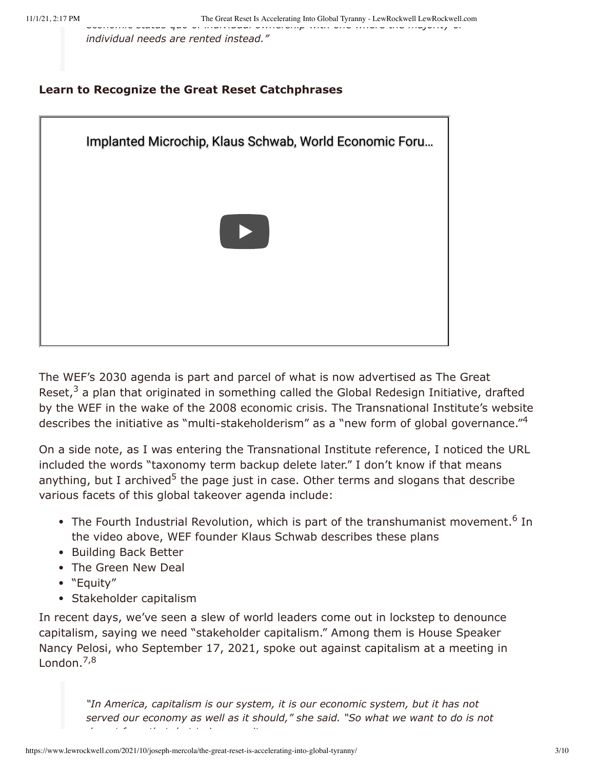*individual needs are rented instead."*

**Learn to Recognize the Great Reset Catchphrases**

Implanted Microchip, Klaus Schwab, World Economic Foru…

The WEF's 2030 agenda is part and parcel of what is now advertised as The Great Reset,[3] a plan that originated in something called the Global Redesign Initiative, drafted by the WEF in the wake of the 2008 economic crisis. The Transnational Institute's website describes the initiative as "multi-stakeholderism" as a "new form of global governance."[4]

On a side note, as I was entering the Transnational Institute reference, I noticed the URL included the words "taxonomy term backup delete later." I don't know if that means anything, but I archived[5] the page just in case. Other terms and slogans that describe various facets of this global takeover agenda include:

- The Fourth Industrial Revolution, which is part of the transhumanist movement.[6] In the video above, WEF founder Klaus Schwab describes these plans
- Building Back Better
- The Green New Deal
- "Equity"
- Stakeholder capitalism

In recent days, we've seen a slew of world leaders come out in lockstep to denounce capitalism, saying we need "stakeholder capitalism." Among them is House Speaker Nancy Pelosi, who September 17, 2021, spoke out against capitalism at a meeting in London.[7,8]

> *"In America, capitalism is our system, it is our economic system, but it has not served our economy as well as it should," she said. "So what we want to do is not*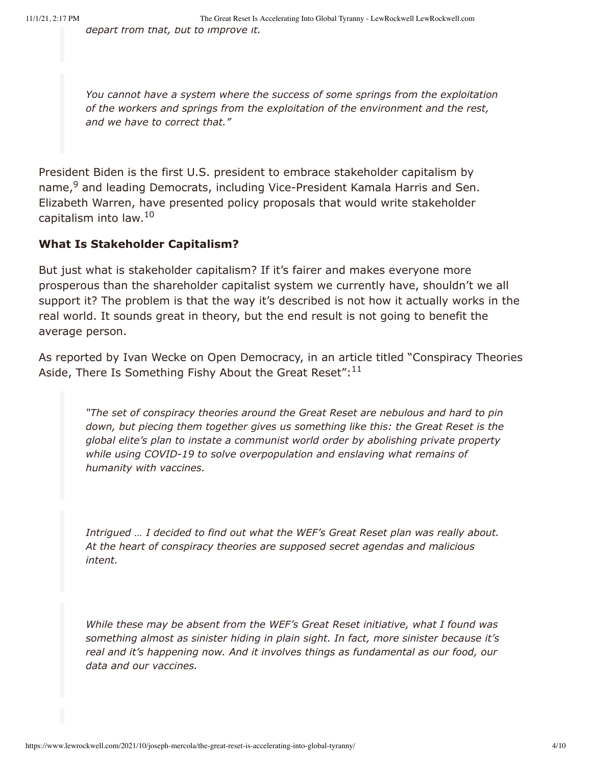> *depart from that, but to improve it.*

> *You cannot have a system where the success of some springs from the exploitation of the workers and springs from the exploitation of the environment and the rest, and we have to correct that."*

President Biden is the first U.S. president to embrace stakeholder capitalism by name,[9] and leading Democrats, including Vice-President Kamala Harris and Sen. Elizabeth Warren, have presented policy proposals that would write stakeholder capitalism into law.[10]

### What Is Stakeholder Capitalism?

But just what is stakeholder capitalism? If it's fairer and makes everyone more prosperous than the shareholder capitalist system we currently have, shouldn't we all support it? The problem is that the way it's described is not how it actually works in the real world. It sounds great in theory, but the end result is not going to benefit the average person.

As reported by Ivan Wecke on Open Democracy, in an article titled "Conspiracy Theories Aside, There Is Something Fishy About the Great Reset":[11]

> *"The set of conspiracy theories around the Great Reset are nebulous and hard to pin down, but piecing them together gives us something like this: the Great Reset is the global elite's plan to instate a communist world order by abolishing private property while using COVID-19 to solve overpopulation and enslaving what remains of humanity with vaccines.*

> *Intrigued … I decided to find out what the WEF's Great Reset plan was really about. At the heart of conspiracy theories are supposed secret agendas and malicious intent.*

> *While these may be absent from the WEF's Great Reset initiative, what I found was something almost as sinister hiding in plain sight. In fact, more sinister because it's real and it's happening now. And it involves things as fundamental as our food, our data and our vaccines.*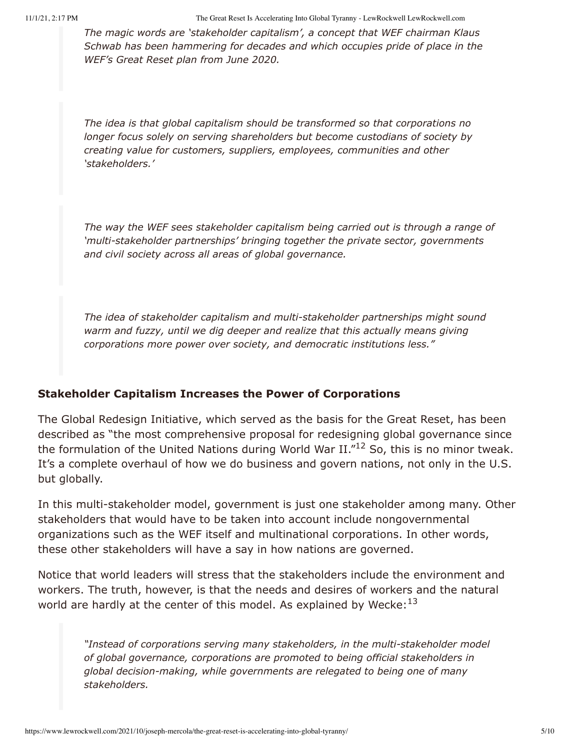> *The magic words are 'stakeholder capitalism', a concept that WEF chairman Klaus Schwab has been hammering for decades and which occupies pride of place in the WEF's Great Reset plan from June 2020.*
>
> *The idea is that global capitalism should be transformed so that corporations no longer focus solely on serving shareholders but become custodians of society by creating value for customers, suppliers, employees, communities and other 'stakeholders.'*
>
> *The way the WEF sees stakeholder capitalism being carried out is through a range of 'multi-stakeholder partnerships' bringing together the private sector, governments and civil society across all areas of global governance.*
>
> *The idea of stakeholder capitalism and multi-stakeholder partnerships might sound warm and fuzzy, until we dig deeper and realize that this actually means giving corporations more power over society, and democratic institutions less."*

### Stakeholder Capitalism Increases the Power of Corporations

The Global Redesign Initiative, which served as the basis for the Great Reset, has been described as "the most comprehensive proposal for redesigning global governance since the formulation of the United Nations during World War II."[12] So, this is no minor tweak. It's a complete overhaul of how we do business and govern nations, not only in the U.S. but globally.

In this multi-stakeholder model, government is just one stakeholder among many. Other stakeholders that would have to be taken into account include nongovernmental organizations such as the WEF itself and multinational corporations. In other words, these other stakeholders will have a say in how nations are governed.

Notice that world leaders will stress that the stakeholders include the environment and workers. The truth, however, is that the needs and desires of workers and the natural world are hardly at the center of this model. As explained by Wecke:[13]

> *"Instead of corporations serving many stakeholders, in the multi-stakeholder model of global governance, corporations are promoted to being official stakeholders in global decision-making, while governments are relegated to being one of many stakeholders.*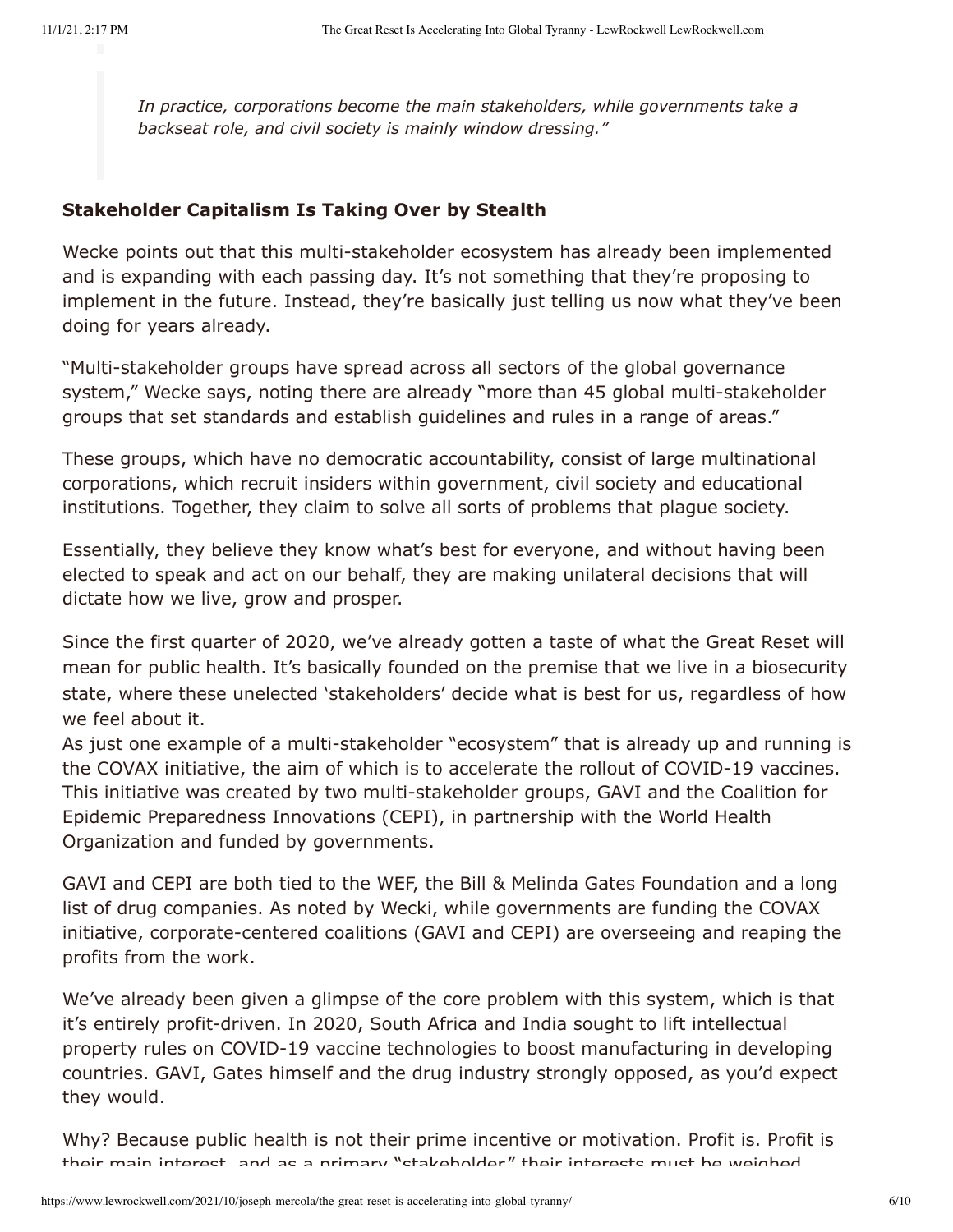> *In practice, corporations become the main stakeholders, while governments take a backseat role, and civil society is mainly window dressing."*

**Stakeholder Capitalism Is Taking Over by Stealth**

Wecke points out that this multi-stakeholder ecosystem has already been implemented and is expanding with each passing day. It's not something that they're proposing to implement in the future. Instead, they're basically just telling us now what they've been doing for years already.

"Multi-stakeholder groups have spread across all sectors of the global governance system," Wecke says, noting there are already "more than 45 global multi-stakeholder groups that set standards and establish guidelines and rules in a range of areas."

These groups, which have no democratic accountability, consist of large multinational corporations, which recruit insiders within government, civil society and educational institutions. Together, they claim to solve all sorts of problems that plague society.

Essentially, they believe they know what's best for everyone, and without having been elected to speak and act on our behalf, they are making unilateral decisions that will dictate how we live, grow and prosper.

Since the first quarter of 2020, we've already gotten a taste of what the Great Reset will mean for public health. It's basically founded on the premise that we live in a biosecurity state, where these unelected 'stakeholders' decide what is best for us, regardless of how we feel about it.
As just one example of a multi-stakeholder "ecosystem" that is already up and running is the COVAX initiative, the aim of which is to accelerate the rollout of COVID-19 vaccines. This initiative was created by two multi-stakeholder groups, GAVI and the Coalition for Epidemic Preparedness Innovations (CEPI), in partnership with the World Health Organization and funded by governments.

GAVI and CEPI are both tied to the WEF, the Bill & Melinda Gates Foundation and a long list of drug companies. As noted by Wecki, while governments are funding the COVAX initiative, corporate-centered coalitions (GAVI and CEPI) are overseeing and reaping the profits from the work.

We've already been given a glimpse of the core problem with this system, which is that it's entirely profit-driven. In 2020, South Africa and India sought to lift intellectual property rules on COVID-19 vaccine technologies to boost manufacturing in developing countries. GAVI, Gates himself and the drug industry strongly opposed, as you'd expect they would.

Why? Because public health is not their prime incentive or motivation. Profit is. Profit is their main interest, and as a primary "stakeholder" their interests must be weighed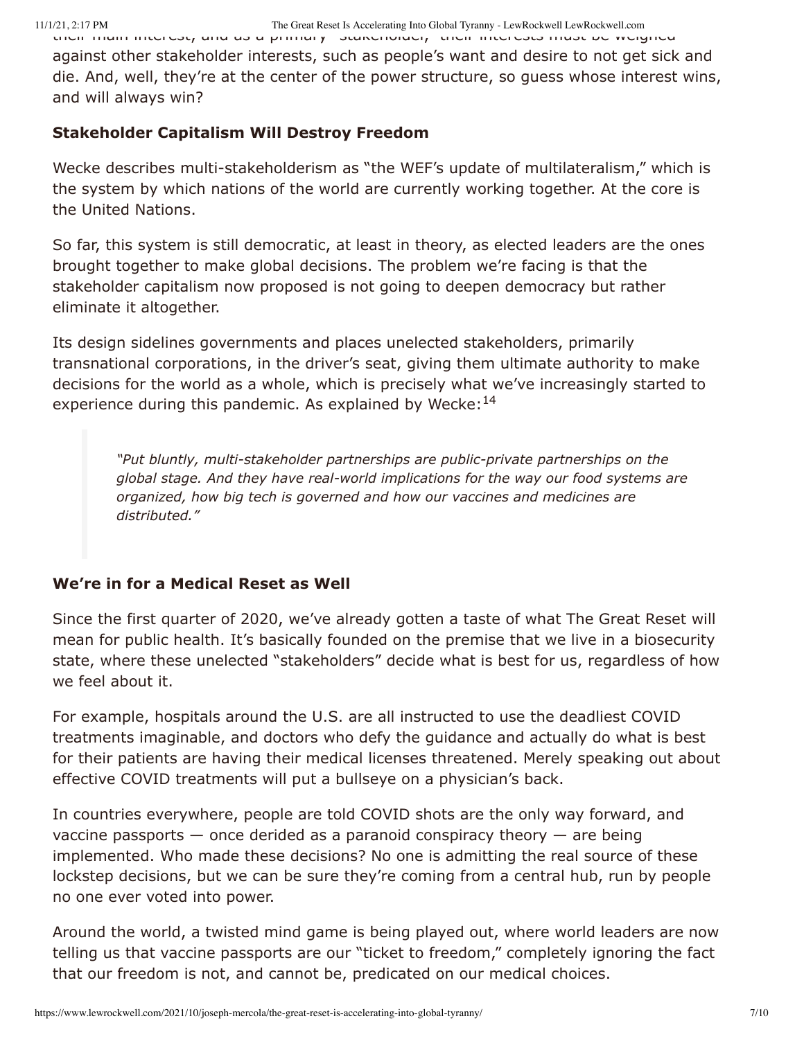their main interest, and as a primary "stakeholder," their interests must be weighed against other stakeholder interests, such as people's want and desire to not get sick and die. And, well, they're at the center of the power structure, so guess whose interest wins, and will always win?

### Stakeholder Capitalism Will Destroy Freedom

Wecke describes multi-stakeholderism as "the WEF's update of multilateralism," which is the system by which nations of the world are currently working together. At the core is the United Nations.

So far, this system is still democratic, at least in theory, as elected leaders are the ones brought together to make global decisions. The problem we're facing is that the stakeholder capitalism now proposed is not going to deepen democracy but rather eliminate it altogether.

Its design sidelines governments and places unelected stakeholders, primarily transnational corporations, in the driver's seat, giving them ultimate authority to make decisions for the world as a whole, which is precisely what we've increasingly started to experience during this pandemic. As explained by Wecke:[14]

> *"Put bluntly, multi-stakeholder partnerships are public-private partnerships on the global stage. And they have real-world implications for the way our food systems are organized, how big tech is governed and how our vaccines and medicines are distributed."*

### We're in for a Medical Reset as Well

Since the first quarter of 2020, we've already gotten a taste of what The Great Reset will mean for public health. It's basically founded on the premise that we live in a biosecurity state, where these unelected "stakeholders" decide what is best for us, regardless of how we feel about it.

For example, hospitals around the U.S. are all instructed to use the deadliest COVID treatments imaginable, and doctors who defy the guidance and actually do what is best for their patients are having their medical licenses threatened. Merely speaking out about effective COVID treatments will put a bullseye on a physician's back.

In countries everywhere, people are told COVID shots are the only way forward, and vaccine passports — once derided as a paranoid conspiracy theory — are being implemented. Who made these decisions? No one is admitting the real source of these lockstep decisions, but we can be sure they're coming from a central hub, run by people no one ever voted into power.

Around the world, a twisted mind game is being played out, where world leaders are now telling us that vaccine passports are our "ticket to freedom," completely ignoring the fact that our freedom is not, and cannot be, predicated on our medical choices.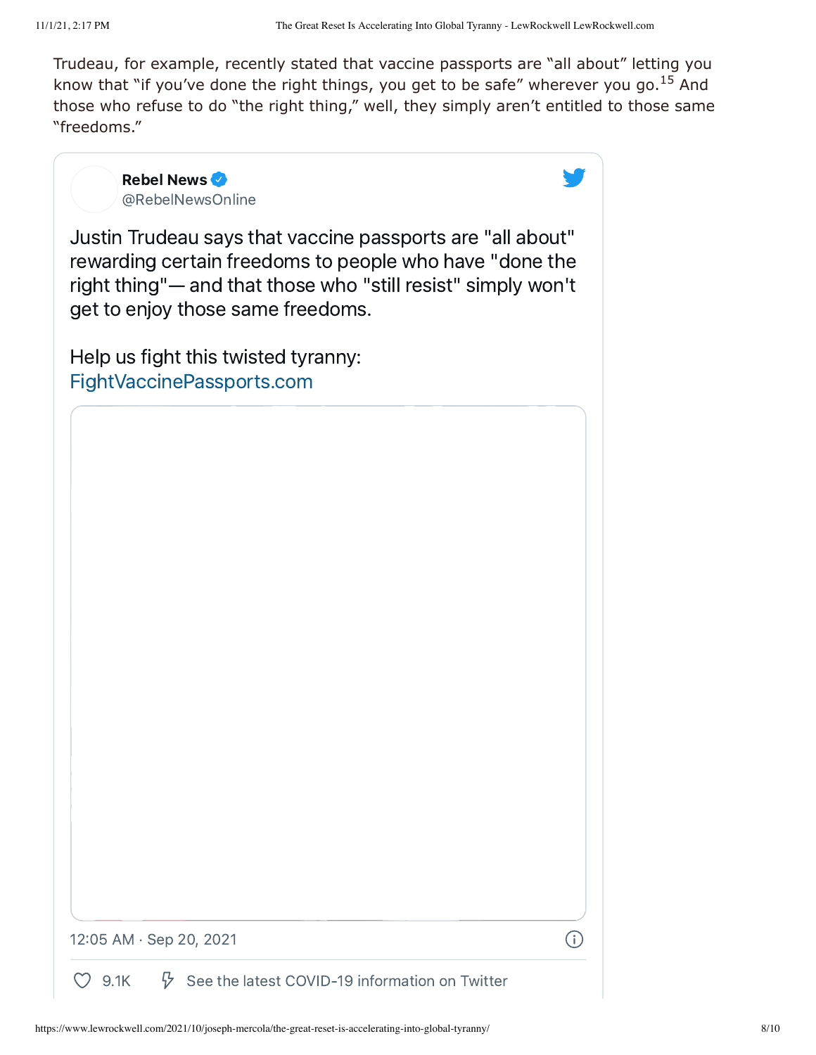Trudeau, for example, recently stated that vaccine passports are "all about" letting you know that "if you've done the right things, you get to be safe" wherever you go.[15] And those who refuse to do "the right thing," well, they simply aren't entitled to those same "freedoms."

> **Rebel News** @RebelNewsOnline
>
> Justin Trudeau says that vaccine passports are "all about" rewarding certain freedoms to people who have "done the right thing"— and that those who "still resist" simply won't get to enjoy those same freedoms.
>
> Help us fight this twisted tyranny: FightVaccinePassports.com
>
> 12:05 AM · Sep 20, 2021
>
> 9.1K   See the latest COVID-19 information on Twitter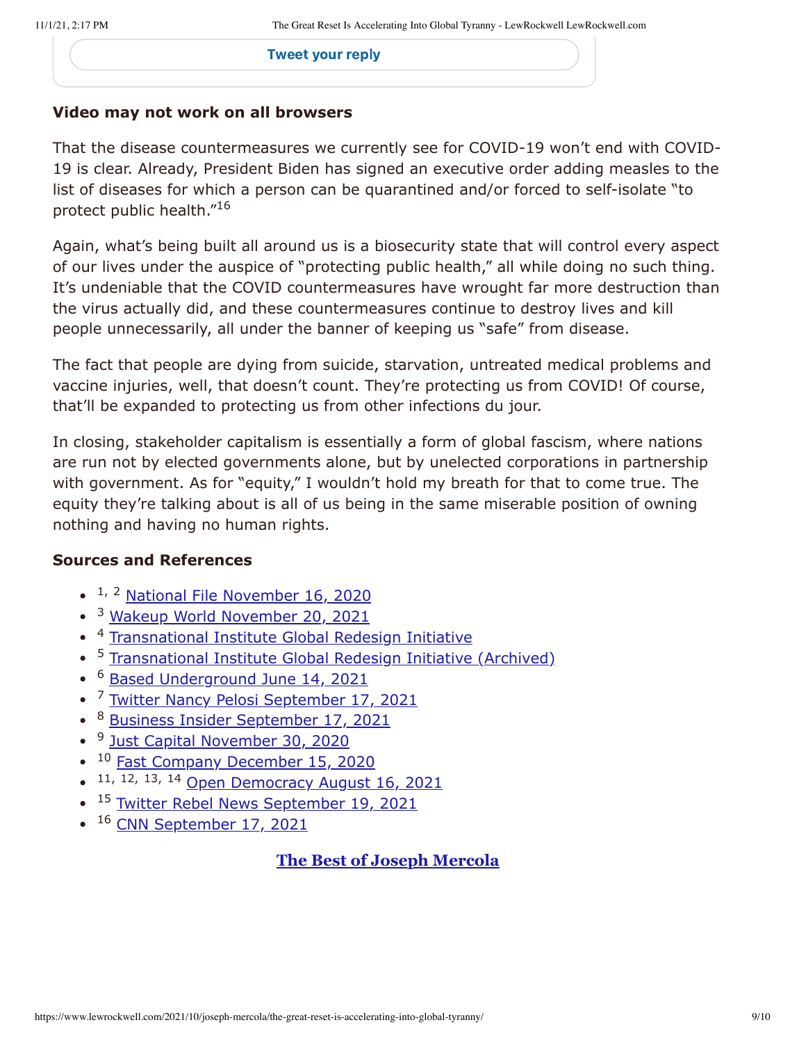Tweet your reply

**Video may not work on all browsers**

That the disease countermeasures we currently see for COVID-19 won't end with COVID-19 is clear. Already, President Biden has signed an executive order adding measles to the list of diseases for which a person can be quarantined and/or forced to self-isolate "to protect public health."[16]

Again, what's being built all around us is a biosecurity state that will control every aspect of our lives under the auspice of "protecting public health," all while doing no such thing. It's undeniable that the COVID countermeasures have wrought far more destruction than the virus actually did, and these countermeasures continue to destroy lives and kill people unnecessarily, all under the banner of keeping us "safe" from disease.

The fact that people are dying from suicide, starvation, untreated medical problems and vaccine injuries, well, that doesn't count. They're protecting us from COVID! Of course, that'll be expanded to protecting us from other infections du jour.

In closing, stakeholder capitalism is essentially a form of global fascism, where nations are run not by elected governments alone, but by unelected corporations in partnership with government. As for "equity," I wouldn't hold my breath for that to come true. The equity they're talking about is all of us being in the same miserable position of owning nothing and having no human rights.

**Sources and References**

- [1, 2] National File November 16, 2020
- [3] Wakeup World November 20, 2021
- [4] Transnational Institute Global Redesign Initiative
- [5] Transnational Institute Global Redesign Initiative (Archived)
- [6] Based Underground June 14, 2021
- [7] Twitter Nancy Pelosi September 17, 2021
- [8] Business Insider September 17, 2021
- [9] Just Capital November 30, 2020
- [10] Fast Company December 15, 2020
- [11, 12, 13, 14] Open Democracy August 16, 2021
- [15] Twitter Rebel News September 19, 2021
- [16] CNN September 17, 2021

**The Best of Joseph Mercola**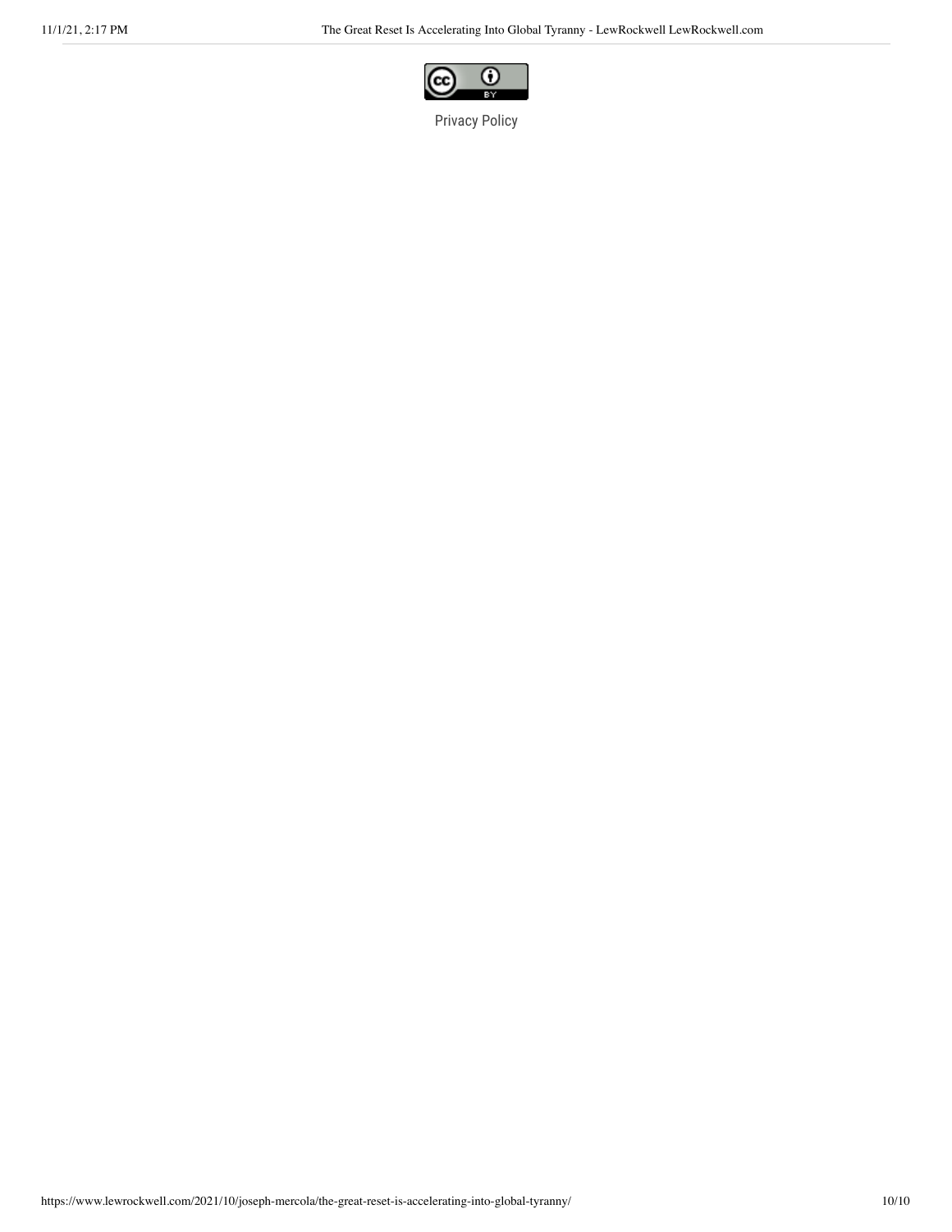Privacy Policy